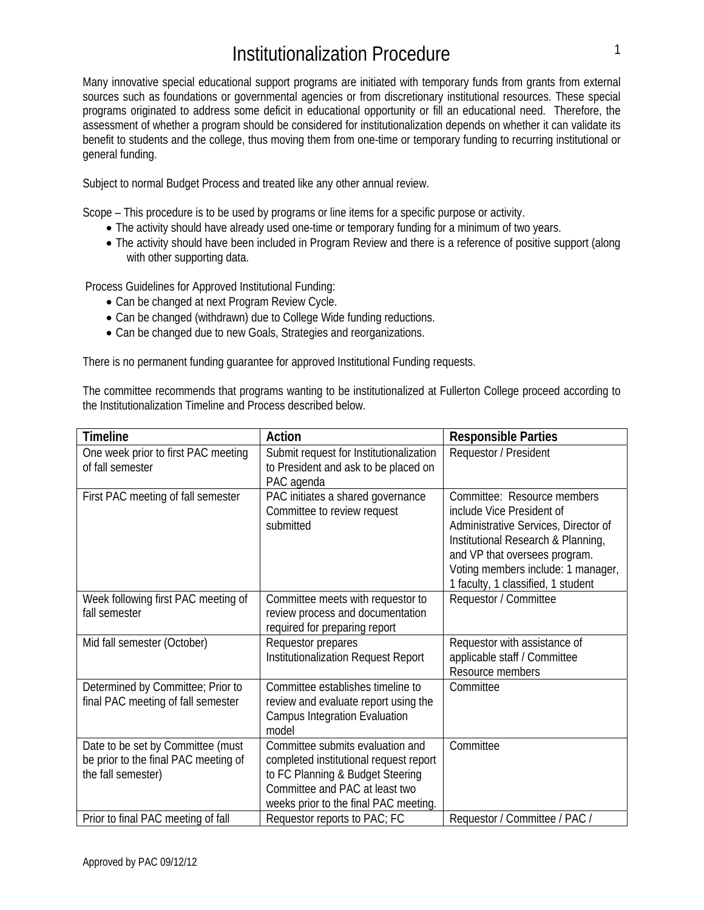# Institutionalization Procedure

Many innovative special educational support programs are initiated with temporary funds from grants from external sources such as foundations or governmental agencies or from discretionary institutional resources. These special programs originated to address some deficit in educational opportunity or fill an educational need. Therefore, the assessment of whether a program should be considered for institutionalization depends on whether it can validate its benefit to students and the college, thus moving them from one-time or temporary funding to recurring institutional or general funding.

Subject to normal Budget Process and treated like any other annual review.

Scope – This procedure is to be used by programs or line items for a specific purpose or activity.

- The activity should have already used one-time or temporary funding for a minimum of two years.
- The activity should have been included in Program Review and there is a reference of positive support (along with other supporting data.

Process Guidelines for Approved Institutional Funding:

- Can be changed at next Program Review Cycle.
- Can be changed (withdrawn) due to College Wide funding reductions.
- Can be changed due to new Goals, Strategies and reorganizations.

There is no permanent funding guarantee for approved Institutional Funding requests.

The committee recommends that programs wanting to be institutionalized at Fullerton College proceed according to the Institutionalization Timeline and Process described below.

| Timeline | Action | Responsible Parties |
|---|---|---|
| One week prior to first PAC meeting of fall semester | Submit request for Institutionalization to President and ask to be placed on PAC agenda | Requestor / President |
| First PAC meeting of fall semester | PAC initiates a shared governance Committee to review request submitted | Committee: Resource members include Vice President of Administrative Services, Director of Institutional Research & Planning, and VP that oversees program. Voting members include: 1 manager, 1 faculty, 1 classified, 1 student |
| Week following first PAC meeting of fall semester | Committee meets with requestor to review process and documentation required for preparing report | Requestor / Committee |
| Mid fall semester (October) | Requestor prepares Institutionalization Request Report | Requestor with assistance of applicable staff / Committee Resource members |
| Determined by Committee; Prior to final PAC meeting of fall semester | Committee establishes timeline to review and evaluate report using the Campus Integration Evaluation model | Committee |
| Date to be set by Committee (must be prior to the final PAC meeting of the fall semester) | Committee submits evaluation and completed institutional request report to FC Planning & Budget Steering Committee and PAC at least two weeks prior to the final PAC meeting. | Committee |
| Prior to final PAC meeting of fall | Requestor reports to PAC; FC | Requestor / Committee / PAC / |

Approved by PAC 09/12/12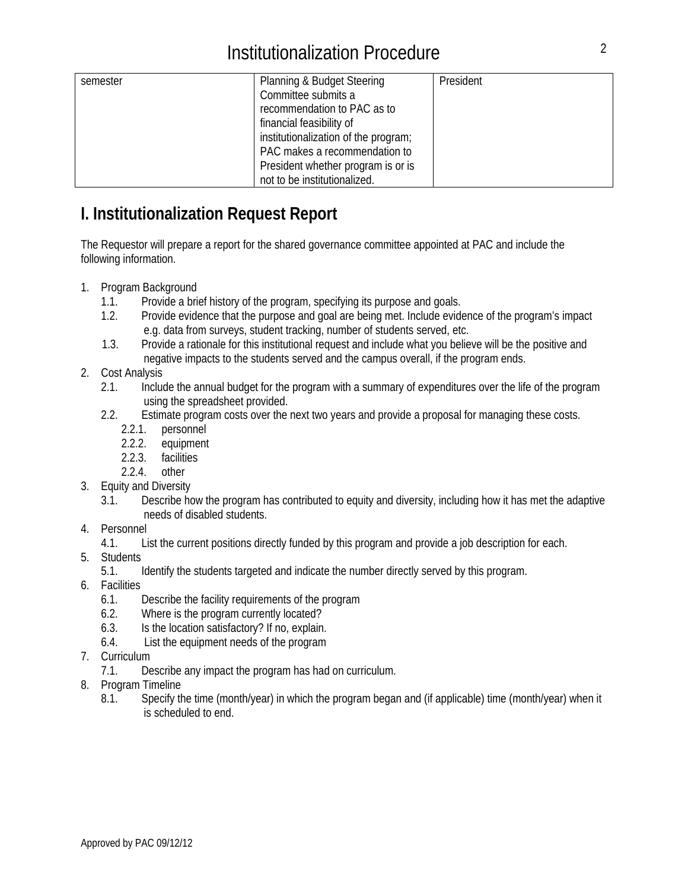| semester | Planning & Budget Steering Committee submits a recommendation to PAC as to financial feasibility of institutionalization of the program; PAC makes a recommendation to President whether program is or is not to be institutionalized. | President |
|---|---|---|

## I. Institutionalization Request Report

The Requestor will prepare a report for the shared governance committee appointed at PAC and include the following information.

1. Program Background
   - 1.1. Provide a brief history of the program, specifying its purpose and goals.
   - 1.2. Provide evidence that the purpose and goal are being met. Include evidence of the program's impact e.g. data from surveys, student tracking, number of students served, etc.
   - 1.3. Provide a rationale for this institutional request and include what you believe will be the positive and negative impacts to the students served and the campus overall, if the program ends.
2. Cost Analysis
   - 2.1. Include the annual budget for the program with a summary of expenditures over the life of the program using the spreadsheet provided.
   - 2.2. Estimate program costs over the next two years and provide a proposal for managing these costs.
     - 2.2.1. personnel
     - 2.2.2. equipment
     - 2.2.3. facilities
     - 2.2.4. other
3. Equity and Diversity
   - 3.1. Describe how the program has contributed to equity and diversity, including how it has met the adaptive needs of disabled students.
4. Personnel
   - 4.1. List the current positions directly funded by this program and provide a job description for each.
5. Students
   - 5.1. Identify the students targeted and indicate the number directly served by this program.
6. Facilities
   - 6.1. Describe the facility requirements of the program
   - 6.2. Where is the program currently located?
   - 6.3. Is the location satisfactory? If no, explain.
   - 6.4. List the equipment needs of the program
7. Curriculum
   - 7.1. Describe any impact the program has had on curriculum.
8. Program Timeline
   - 8.1. Specify the time (month/year) in which the program began and (if applicable) time (month/year) when it is scheduled to end.

Approved by PAC 09/12/12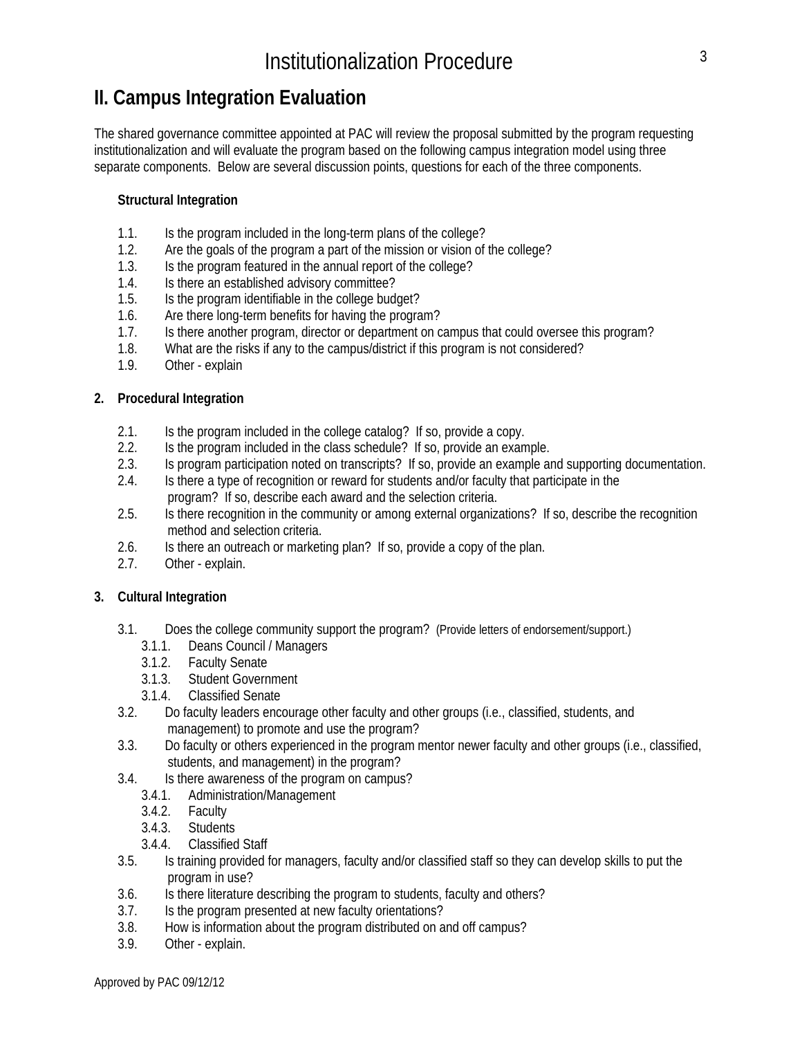# Institutionalization Procedure

## II. Campus Integration Evaluation

The shared governance committee appointed at PAC will review the proposal submitted by the program requesting institutionalization and will evaluate the program based on the following campus integration model using three separate components. Below are several discussion points, questions for each of the three components.

**Structural Integration**

1.1. Is the program included in the long-term plans of the college?
1.2. Are the goals of the program a part of the mission or vision of the college?
1.3. Is the program featured in the annual report of the college?
1.4. Is there an established advisory committee?
1.5. Is the program identifiable in the college budget?
1.6. Are there long-term benefits for having the program?
1.7. Is there another program, director or department on campus that could oversee this program?
1.8. What are the risks if any to the campus/district if this program is not considered?
1.9. Other - explain

**2. Procedural Integration**

2.1. Is the program included in the college catalog? If so, provide a copy.
2.2. Is the program included in the class schedule? If so, provide an example.
2.3. Is program participation noted on transcripts? If so, provide an example and supporting documentation.
2.4. Is there a type of recognition or reward for students and/or faculty that participate in the program? If so, describe each award and the selection criteria.
2.5. Is there recognition in the community or among external organizations? If so, describe the recognition method and selection criteria.
2.6. Is there an outreach or marketing plan? If so, provide a copy of the plan.
2.7. Other - explain.

**3. Cultural Integration**

3.1. Does the college community support the program? (Provide letters of endorsement/support.)
- 3.1.1. Deans Council / Managers
- 3.1.2. Faculty Senate
- 3.1.3. Student Government
- 3.1.4. Classified Senate

3.2. Do faculty leaders encourage other faculty and other groups (i.e., classified, students, and management) to promote and use the program?
3.3. Do faculty or others experienced in the program mentor newer faculty and other groups (i.e., classified, students, and management) in the program?
3.4. Is there awareness of the program on campus?
- 3.4.1. Administration/Management
- 3.4.2. Faculty
- 3.4.3. Students
- 3.4.4. Classified Staff

3.5. Is training provided for managers, faculty and/or classified staff so they can develop skills to put the program in use?
3.6. Is there literature describing the program to students, faculty and others?
3.7. Is the program presented at new faculty orientations?
3.8. How is information about the program distributed on and off campus?
3.9. Other - explain.

Approved by PAC 09/12/12